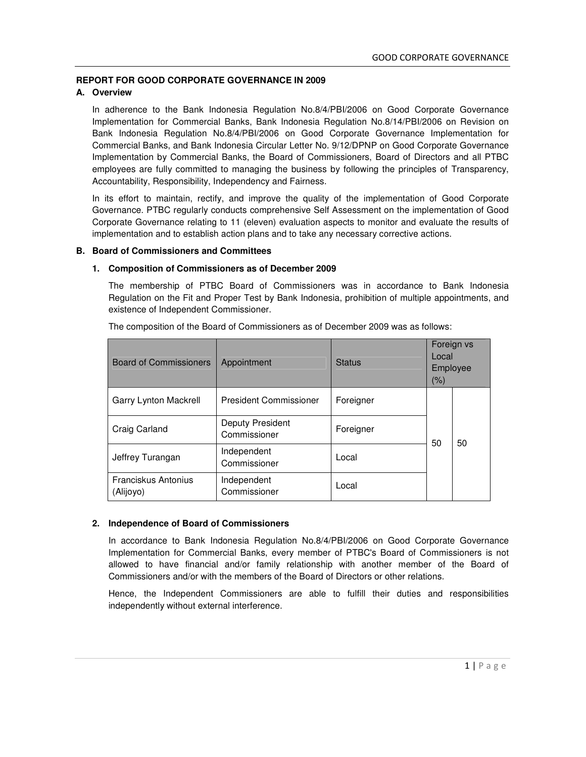## REPORT FOR GOOD CORPORATE GOVERNANCE IN 2009

### A. Overview

In adherence to the Bank Indonesia Regulation No.8/4/PBI/2006 on Good Corporate Governance Implementation for Commercial Banks, Bank Indonesia Regulation No.8/14/PBI/2006 on Revision on Bank Indonesia Regulation No.8/4/PBI/2006 on Good Corporate Governance Implementation for Commercial Banks, and Bank Indonesia Circular Letter No. 9/12/DPNP on Good Corporate Governance Implementation by Commercial Banks, the Board of Commissioners, Board of Directors and all PTBC employees are fully committed to managing the business by following the principles of Transparency, Accountability, Responsibility, Independency and Fairness.

In its effort to maintain, rectify, and improve the quality of the implementation of Good Corporate Governance. PTBC regularly conducts comprehensive Self Assessment on the implementation of Good Corporate Governance relating to 11 (eleven) evaluation aspects to monitor and evaluate the results of implementation and to establish action plans and to take any necessary corrective actions.

### B. Board of Commissioners and Committees

#### 1. Composition of Commissioners as of December 2009

The membership of PTBC Board of Commissioners was in accordance to Bank Indonesia Regulation on the Fit and Proper Test by Bank Indonesia, prohibition of multiple appointments, and existence of Independent Commissioner.

The composition of the Board of Commissioners as of December 2009 was as follows:

| Board of Commissioners | Appointment | Status | Foreign vs Local Employee (%) | |
|---|---|---|---|---|
| Garry Lynton Mackrell | President Commissioner | Foreigner | 50 | 50 |
| Craig Carland | Deputy President Commissioner | Foreigner | | |
| Jeffrey Turangan | Independent Commissioner | Local | | |
| Franciskus Antonius (Alijoyo) | Independent Commissioner | Local | | |

#### 2. Independence of Board of Commissioners

In accordance to Bank Indonesia Regulation No.8/4/PBI/2006 on Good Corporate Governance Implementation for Commercial Banks, every member of PTBC's Board of Commissioners is not allowed to have financial and/or family relationship with another member of the Board of Commissioners and/or with the members of the Board of Directors or other relations.

Hence, the Independent Commissioners are able to fulfill their duties and responsibilities independently without external interference.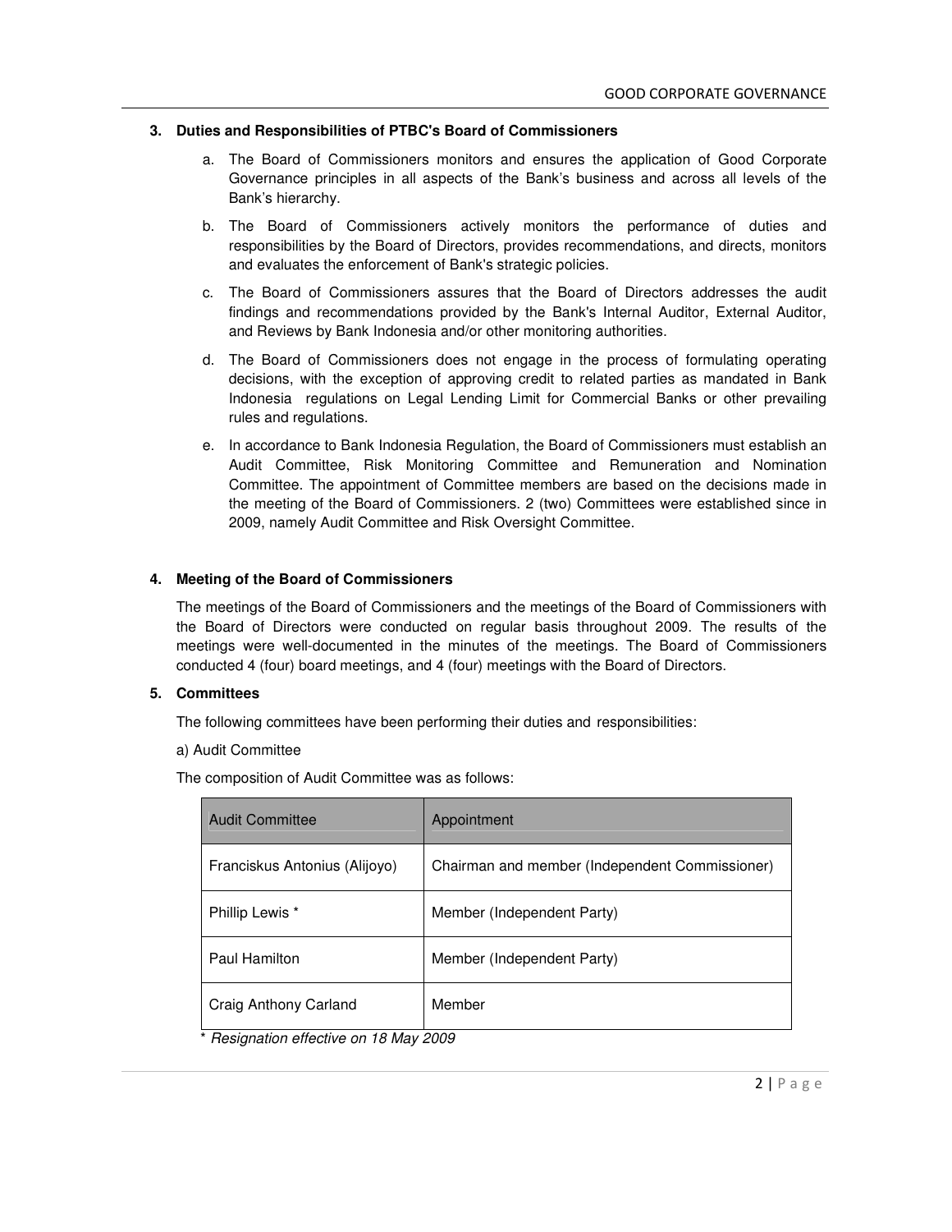### 3. Duties and Responsibilities of PTBC's Board of Commissioners

a. The Board of Commissioners monitors and ensures the application of Good Corporate Governance principles in all aspects of the Bank's business and across all levels of the Bank's hierarchy.

b. The Board of Commissioners actively monitors the performance of duties and responsibilities by the Board of Directors, provides recommendations, and directs, monitors and evaluates the enforcement of Bank's strategic policies.

c. The Board of Commissioners assures that the Board of Directors addresses the audit findings and recommendations provided by the Bank's Internal Auditor, External Auditor, and Reviews by Bank Indonesia and/or other monitoring authorities.

d. The Board of Commissioners does not engage in the process of formulating operating decisions, with the exception of approving credit to related parties as mandated in Bank Indonesia regulations on Legal Lending Limit for Commercial Banks or other prevailing rules and regulations.

e. In accordance to Bank Indonesia Regulation, the Board of Commissioners must establish an Audit Committee, Risk Monitoring Committee and Remuneration and Nomination Committee. The appointment of Committee members are based on the decisions made in the meeting of the Board of Commissioners. 2 (two) Committees were established since in 2009, namely Audit Committee and Risk Oversight Committee.

### 4. Meeting of the Board of Commissioners

The meetings of the Board of Commissioners and the meetings of the Board of Commissioners with the Board of Directors were conducted on regular basis throughout 2009. The results of the meetings were well-documented in the minutes of the meetings. The Board of Commissioners conducted 4 (four) board meetings, and 4 (four) meetings with the Board of Directors.

### 5. Committees

The following committees have been performing their duties and responsibilities:

a) Audit Committee

The composition of Audit Committee was as follows:

| Audit Committee | Appointment |
|---|---|
| Franciskus Antonius (Alijoyo) | Chairman and member (Independent Commissioner) |
| Phillip Lewis * | Member (Independent Party) |
| Paul Hamilton | Member (Independent Party) |
| Craig Anthony Carland | Member |

* *Resignation effective on 18 May 2009*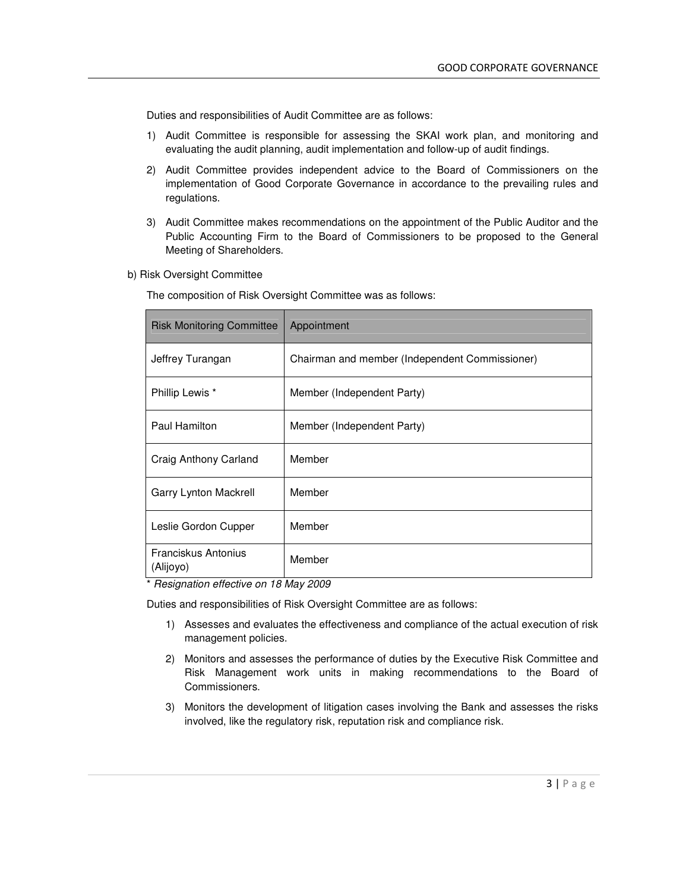Duties and responsibilities of Audit Committee are as follows:

1) Audit Committee is responsible for assessing the SKAI work plan, and monitoring and evaluating the audit planning, audit implementation and follow-up of audit findings.

2) Audit Committee provides independent advice to the Board of Commissioners on the implementation of Good Corporate Governance in accordance to the prevailing rules and regulations.

3) Audit Committee makes recommendations on the appointment of the Public Auditor and the Public Accounting Firm to the Board of Commissioners to be proposed to the General Meeting of Shareholders.

b) Risk Oversight Committee

The composition of Risk Oversight Committee was as follows:

| Risk Monitoring Committee | Appointment |
|---|---|
| Jeffrey Turangan | Chairman and member (Independent Commissioner) |
| Phillip Lewis * | Member (Independent Party) |
| Paul Hamilton | Member (Independent Party) |
| Craig Anthony Carland | Member |
| Garry Lynton Mackrell | Member |
| Leslie Gordon Cupper | Member |
| Franciskus Antonius (Alijoyo) | Member |

* *Resignation effective on 18 May 2009*

Duties and responsibilities of Risk Oversight Committee are as follows:

1) Assesses and evaluates the effectiveness and compliance of the actual execution of risk management policies.

2) Monitors and assesses the performance of duties by the Executive Risk Committee and Risk Management work units in making recommendations to the Board of Commissioners.

3) Monitors the development of litigation cases involving the Bank and assesses the risks involved, like the regulatory risk, reputation risk and compliance risk.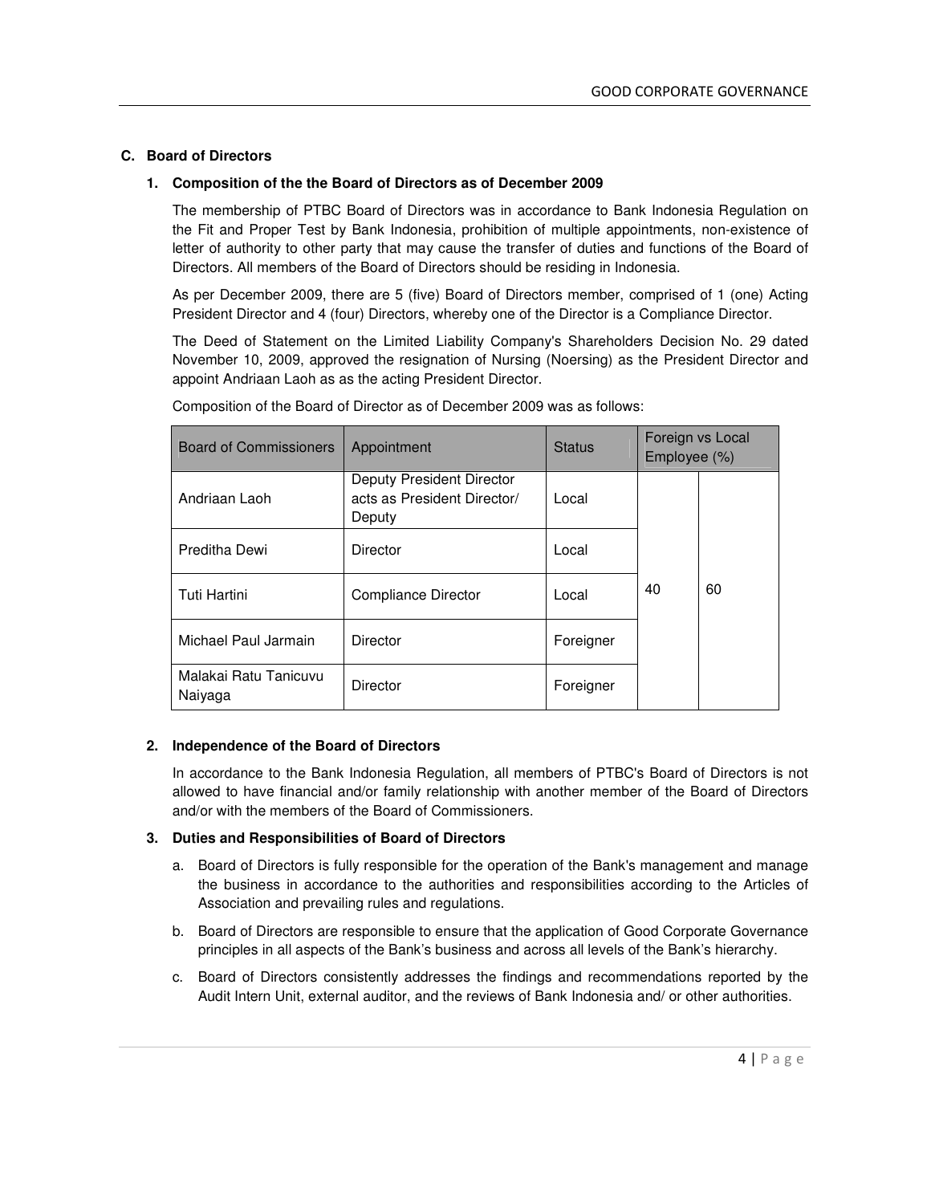### C. Board of Directors

#### 1. Composition of the the Board of Directors as of December 2009

The membership of PTBC Board of Directors was in accordance to Bank Indonesia Regulation on the Fit and Proper Test by Bank Indonesia, prohibition of multiple appointments, non-existence of letter of authority to other party that may cause the transfer of duties and functions of the Board of Directors. All members of the Board of Directors should be residing in Indonesia.

As per December 2009, there are 5 (five) Board of Directors member, comprised of 1 (one) Acting President Director and 4 (four) Directors, whereby one of the Director is a Compliance Director.

The Deed of Statement on the Limited Liability Company's Shareholders Decision No. 29 dated November 10, 2009, approved the resignation of Nursing (Noersing) as the President Director and appoint Andriaan Laoh as as the acting President Director.

Composition of the Board of Director as of December 2009 was as follows:

| Board of Commissioners | Appointment | Status | Foreign vs Local Employee (%) | |
|---|---|---|---|---|
| Andriaan Laoh | Deputy President Director acts as President Director/ Deputy | Local | 40 | 60 |
| Preditha Dewi | Director | Local | | |
| Tuti Hartini | Compliance Director | Local | | |
| Michael Paul Jarmain | Director | Foreigner | | |
| Malakai Ratu Tanicuvu Naiyaga | Director | Foreigner | | |

#### 2. Independence of the Board of Directors

In accordance to the Bank Indonesia Regulation, all members of PTBC's Board of Directors is not allowed to have financial and/or family relationship with another member of the Board of Directors and/or with the members of the Board of Commissioners.

#### 3. Duties and Responsibilities of Board of Directors

a. Board of Directors is fully responsible for the operation of the Bank's management and manage the business in accordance to the authorities and responsibilities according to the Articles of Association and prevailing rules and regulations.

b. Board of Directors are responsible to ensure that the application of Good Corporate Governance principles in all aspects of the Bank's business and across all levels of the Bank's hierarchy.

c. Board of Directors consistently addresses the findings and recommendations reported by the Audit Intern Unit, external auditor, and the reviews of Bank Indonesia and/ or other authorities.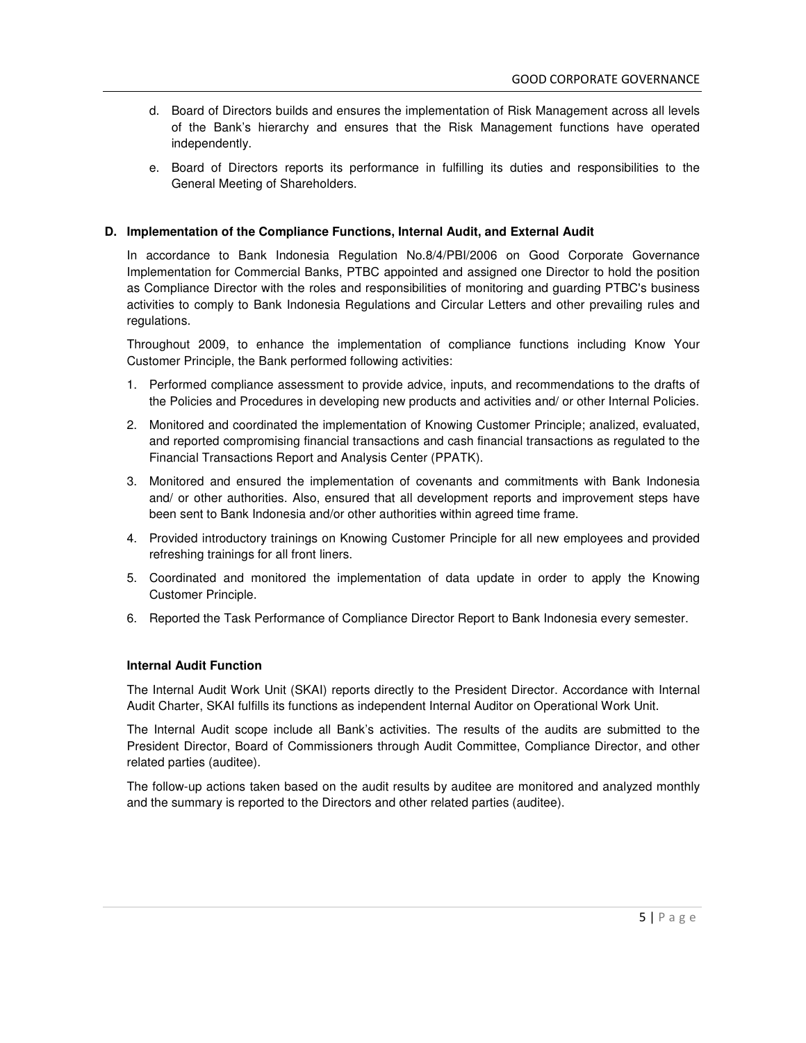d. Board of Directors builds and ensures the implementation of Risk Management across all levels of the Bank's hierarchy and ensures that the Risk Management functions have operated independently.

e. Board of Directors reports its performance in fulfilling its duties and responsibilities to the General Meeting of Shareholders.

## D. Implementation of the Compliance Functions, Internal Audit, and External Audit

In accordance to Bank Indonesia Regulation No.8/4/PBI/2006 on Good Corporate Governance Implementation for Commercial Banks, PTBC appointed and assigned one Director to hold the position as Compliance Director with the roles and responsibilities of monitoring and guarding PTBC's business activities to comply to Bank Indonesia Regulations and Circular Letters and other prevailing rules and regulations.

Throughout 2009, to enhance the implementation of compliance functions including Know Your Customer Principle, the Bank performed following activities:

1. Performed compliance assessment to provide advice, inputs, and recommendations to the drafts of the Policies and Procedures in developing new products and activities and/ or other Internal Policies.
2. Monitored and coordinated the implementation of Knowing Customer Principle; analized, evaluated, and reported compromising financial transactions and cash financial transactions as regulated to the Financial Transactions Report and Analysis Center (PPATK).
3. Monitored and ensured the implementation of covenants and commitments with Bank Indonesia and/ or other authorities. Also, ensured that all development reports and improvement steps have been sent to Bank Indonesia and/or other authorities within agreed time frame.
4. Provided introductory trainings on Knowing Customer Principle for all new employees and provided refreshing trainings for all front liners.
5. Coordinated and monitored the implementation of data update in order to apply the Knowing Customer Principle.
6. Reported the Task Performance of Compliance Director Report to Bank Indonesia every semester.

### Internal Audit Function

The Internal Audit Work Unit (SKAI) reports directly to the President Director. Accordance with Internal Audit Charter, SKAI fulfills its functions as independent Internal Auditor on Operational Work Unit.

The Internal Audit scope include all Bank's activities. The results of the audits are submitted to the President Director, Board of Commissioners through Audit Committee, Compliance Director, and other related parties (auditee).

The follow-up actions taken based on the audit results by auditee are monitored and analyzed monthly and the summary is reported to the Directors and other related parties (auditee).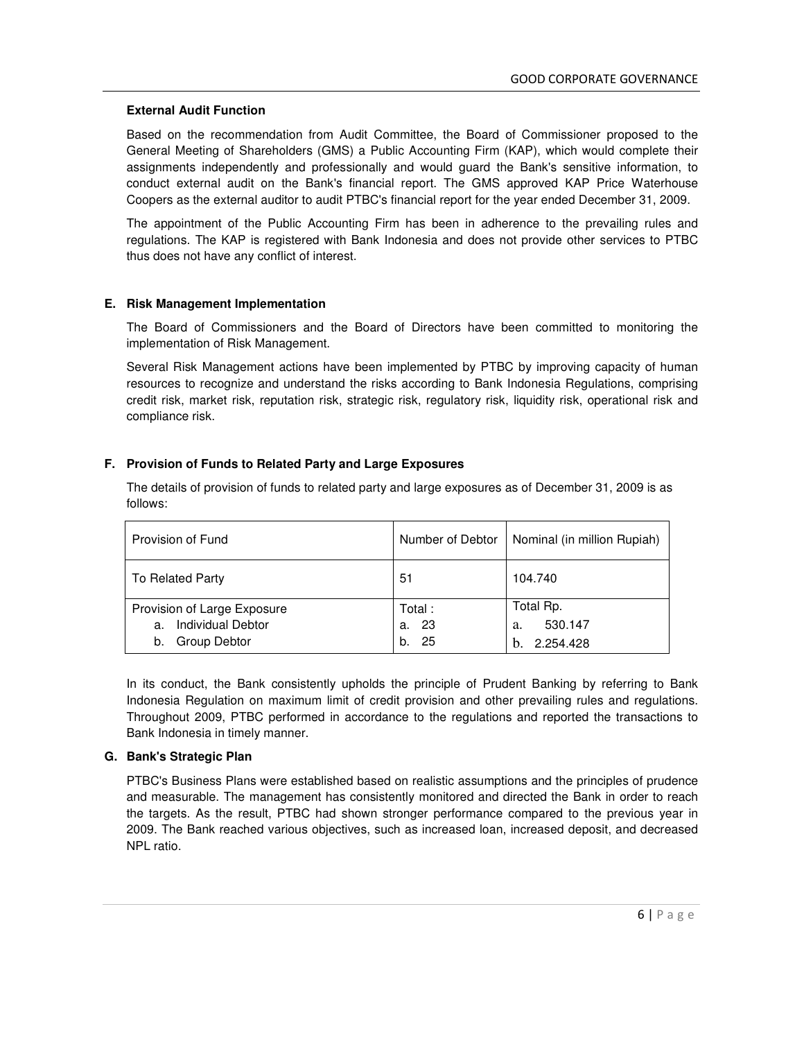### External Audit Function

Based on the recommendation from Audit Committee, the Board of Commissioner proposed to the General Meeting of Shareholders (GMS) a Public Accounting Firm (KAP), which would complete their assignments independently and professionally and would guard the Bank's sensitive information, to conduct external audit on the Bank's financial report. The GMS approved KAP Price Waterhouse Coopers as the external auditor to audit PTBC's financial report for the year ended December 31, 2009.

The appointment of the Public Accounting Firm has been in adherence to the prevailing rules and regulations. The KAP is registered with Bank Indonesia and does not provide other services to PTBC thus does not have any conflict of interest.

## E. Risk Management Implementation

The Board of Commissioners and the Board of Directors have been committed to monitoring the implementation of Risk Management.

Several Risk Management actions have been implemented by PTBC by improving capacity of human resources to recognize and understand the risks according to Bank Indonesia Regulations, comprising credit risk, market risk, reputation risk, strategic risk, regulatory risk, liquidity risk, operational risk and compliance risk.

## F. Provision of Funds to Related Party and Large Exposures

The details of provision of funds to related party and large exposures as of December 31, 2009 is as follows:

| Provision of Fund | Number of Debtor | Nominal (in million Rupiah) |
|---|---|---|
| To Related Party | 51 | 104.740 |
| Provision of Large Exposure<br>a. Individual Debtor<br>b. Group Debtor | Total :<br>a. 23<br>b. 25 | Total Rp.<br>a. 530.147<br>b. 2.254.428 |

In its conduct, the Bank consistently upholds the principle of Prudent Banking by referring to Bank Indonesia Regulation on maximum limit of credit provision and other prevailing rules and regulations. Throughout 2009, PTBC performed in accordance to the regulations and reported the transactions to Bank Indonesia in timely manner.

## G. Bank's Strategic Plan

PTBC's Business Plans were established based on realistic assumptions and the principles of prudence and measurable. The management has consistently monitored and directed the Bank in order to reach the targets. As the result, PTBC had shown stronger performance compared to the previous year in 2009. The Bank reached various objectives, such as increased loan, increased deposit, and decreased NPL ratio.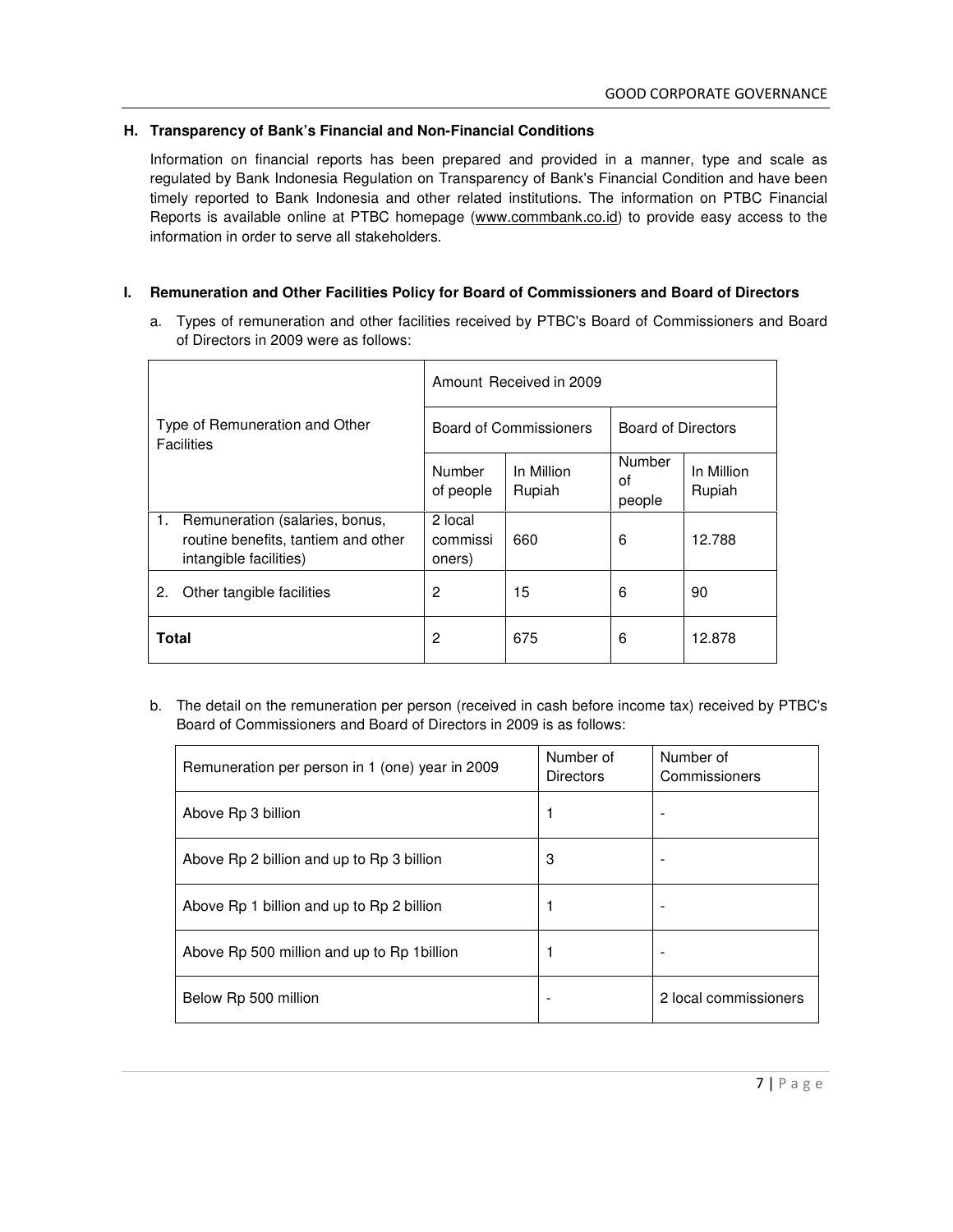## H. Transparency of Bank's Financial and Non-Financial Conditions

Information on financial reports has been prepared and provided in a manner, type and scale as regulated by Bank Indonesia Regulation on Transparency of Bank's Financial Condition and have been timely reported to Bank Indonesia and other related institutions. The information on PTBC Financial Reports is available online at PTBC homepage (www.commbank.co.id) to provide easy access to the information in order to serve all stakeholders.

## I. Remuneration and Other Facilities Policy for Board of Commissioners and Board of Directors

a. Types of remuneration and other facilities received by PTBC's Board of Commissioners and Board of Directors in 2009 were as follows:

| Type of Remuneration and Other Facilities | Amount Received in 2009 | | | |
|---|---|---|---|---|
| | Board of Commissioners | | Board of Directors | |
| | Number of people | In Million Rupiah | Number of people | In Million Rupiah |
| 1. Remuneration (salaries, bonus, routine benefits, tantiem and other intangible facilities) | 2 local commissioners) | 660 | 6 | 12.788 |
| 2. Other tangible facilities | 2 | 15 | 6 | 90 |
| **Total** | 2 | 675 | 6 | 12.878 |

b. The detail on the remuneration per person (received in cash before income tax) received by PTBC's Board of Commissioners and Board of Directors in 2009 is as follows:

| Remuneration per person in 1 (one) year in 2009 | Number of Directors | Number of Commissioners |
|---|---|---|
| Above Rp 3 billion | 1 | - |
| Above Rp 2 billion and up to Rp 3 billion | 3 | - |
| Above Rp 1 billion and up to Rp 2 billion | 1 | - |
| Above Rp 500 million and up to Rp 1billion | 1 | - |
| Below Rp 500 million | - | 2 local commissioners |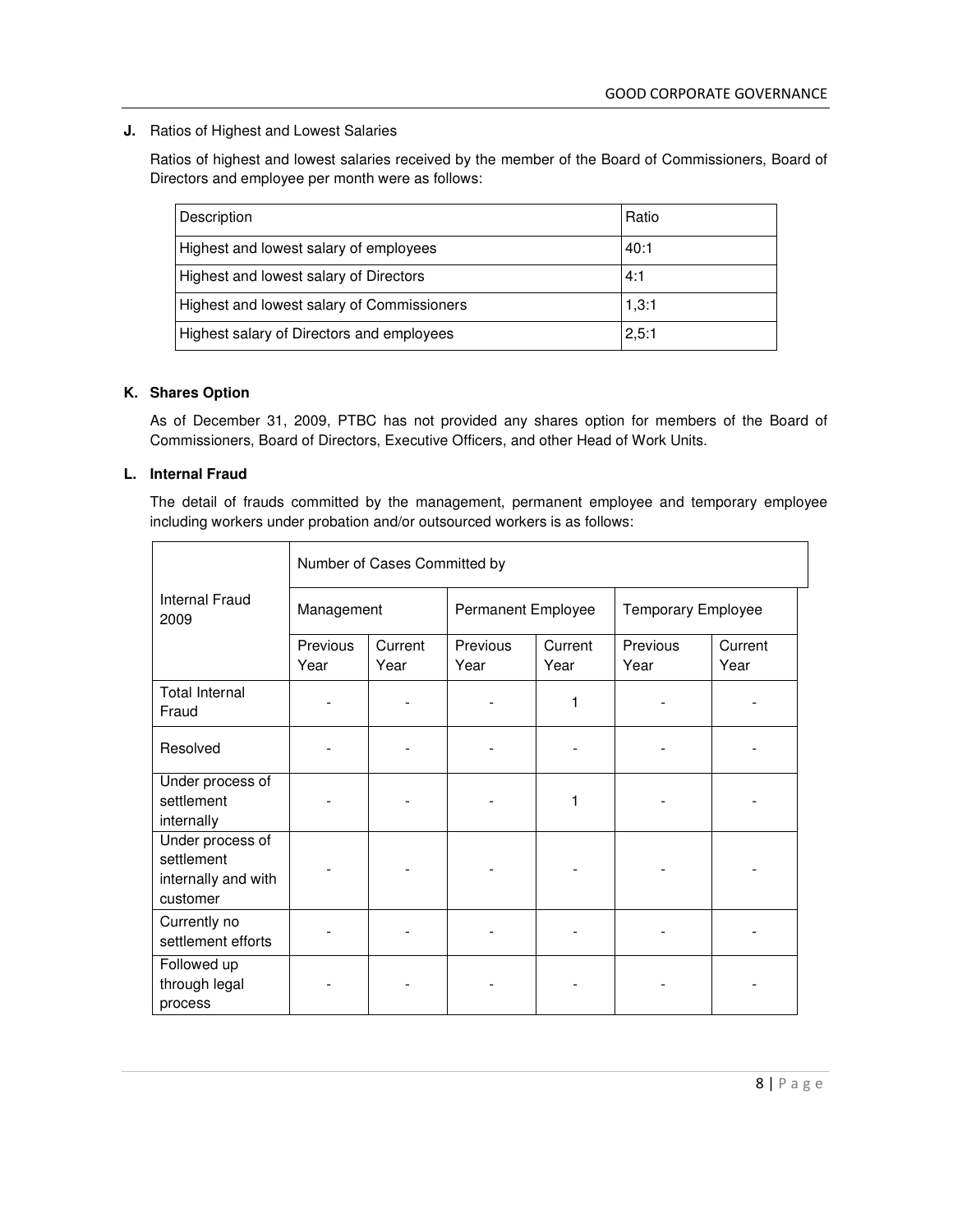**J.** Ratios of Highest and Lowest Salaries

Ratios of highest and lowest salaries received by the member of the Board of Commissioners, Board of Directors and employee per month were as follows:

| Description | Ratio |
| --- | --- |
| Highest and lowest salary of employees | 40:1 |
| Highest and lowest salary of Directors | 4:1 |
| Highest and lowest salary of Commissioners | 1,3:1 |
| Highest salary of Directors and employees | 2,5:1 |

**K. Shares Option**

As of December 31, 2009, PTBC has not provided any shares option for members of the Board of Commissioners, Board of Directors, Executive Officers, and other Head of Work Units.

**L. Internal Fraud**

The detail of frauds committed by the management, permanent employee and temporary employee including workers under probation and/or outsourced workers is as follows:

| Internal Fraud 2009 | Number of Cases Committed by | | | | | |
| --- | --- | --- | --- | --- | --- | --- |
| | Management | | Permanent Employee | | Temporary Employee | |
| | Previous Year | Current Year | Previous Year | Current Year | Previous Year | Current Year |
| Total Internal Fraud | - | - | - | 1 | - | - |
| Resolved | - | - | - | - | - | - |
| Under process of settlement internally | - | - | - | 1 | - | - |
| Under process of settlement internally and with customer | - | - | - | - | - | - |
| Currently no settlement efforts | - | - | - | - | - | - |
| Followed up through legal process | - | - | - | - | - | - |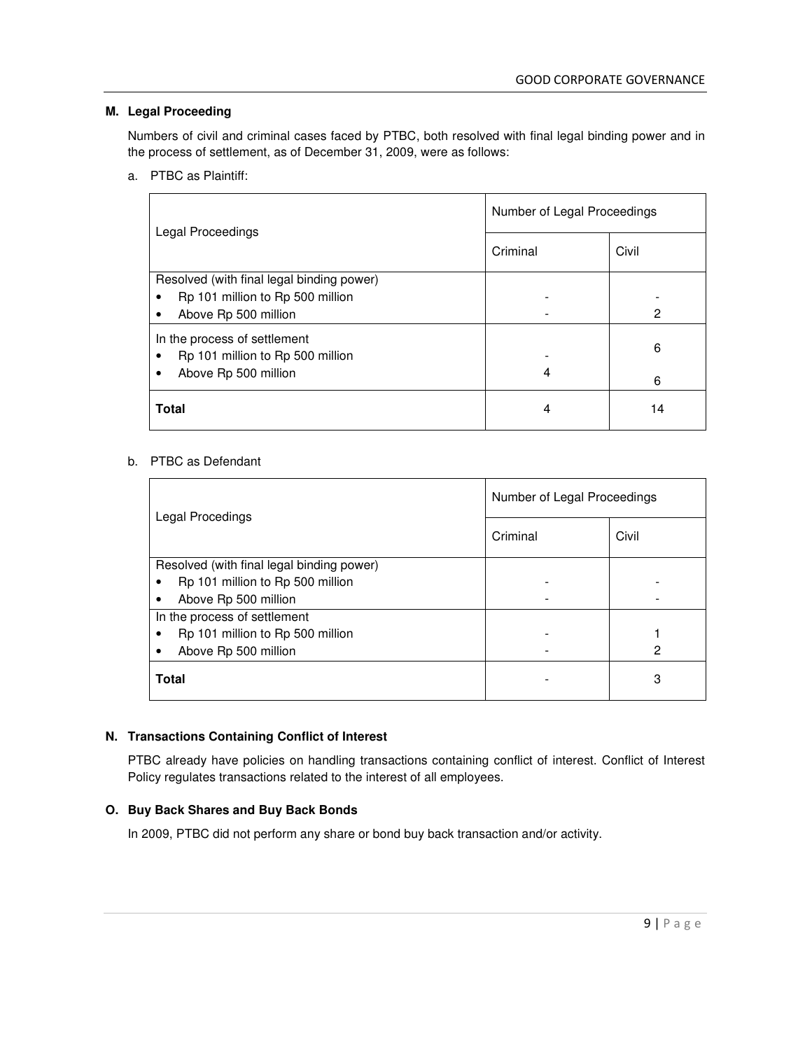## M. Legal Proceeding

Numbers of civil and criminal cases faced by PTBC, both resolved with final legal binding power and in the process of settlement, as of December 31, 2009, were as follows:

a. PTBC as Plaintiff:

| Legal Proceedings | Number of Legal Proceedings | |
|---|---|---|
| | Criminal | Civil |
| Resolved (with final legal binding power) | | |
| • Rp 101 million to Rp 500 million | - | - |
| • Above Rp 500 million | - | 2 |
| In the process of settlement | | |
| • Rp 101 million to Rp 500 million | - | 6 |
| • Above Rp 500 million | 4 | 6 |
| **Total** | 4 | 14 |

b. PTBC as Defendant

| Legal Procedings | Number of Legal Proceedings | |
|---|---|---|
| | Criminal | Civil |
| Resolved (with final legal binding power) | | |
| • Rp 101 million to Rp 500 million | - | - |
| • Above Rp 500 million | - | - |
| In the process of settlement | | |
| • Rp 101 million to Rp 500 million | - | 1 |
| • Above Rp 500 million | - | 2 |
| **Total** | - | 3 |

## N. Transactions Containing Conflict of Interest

PTBC already have policies on handling transactions containing conflict of interest. Conflict of Interest Policy regulates transactions related to the interest of all employees.

## O. Buy Back Shares and Buy Back Bonds

In 2009, PTBC did not perform any share or bond buy back transaction and/or activity.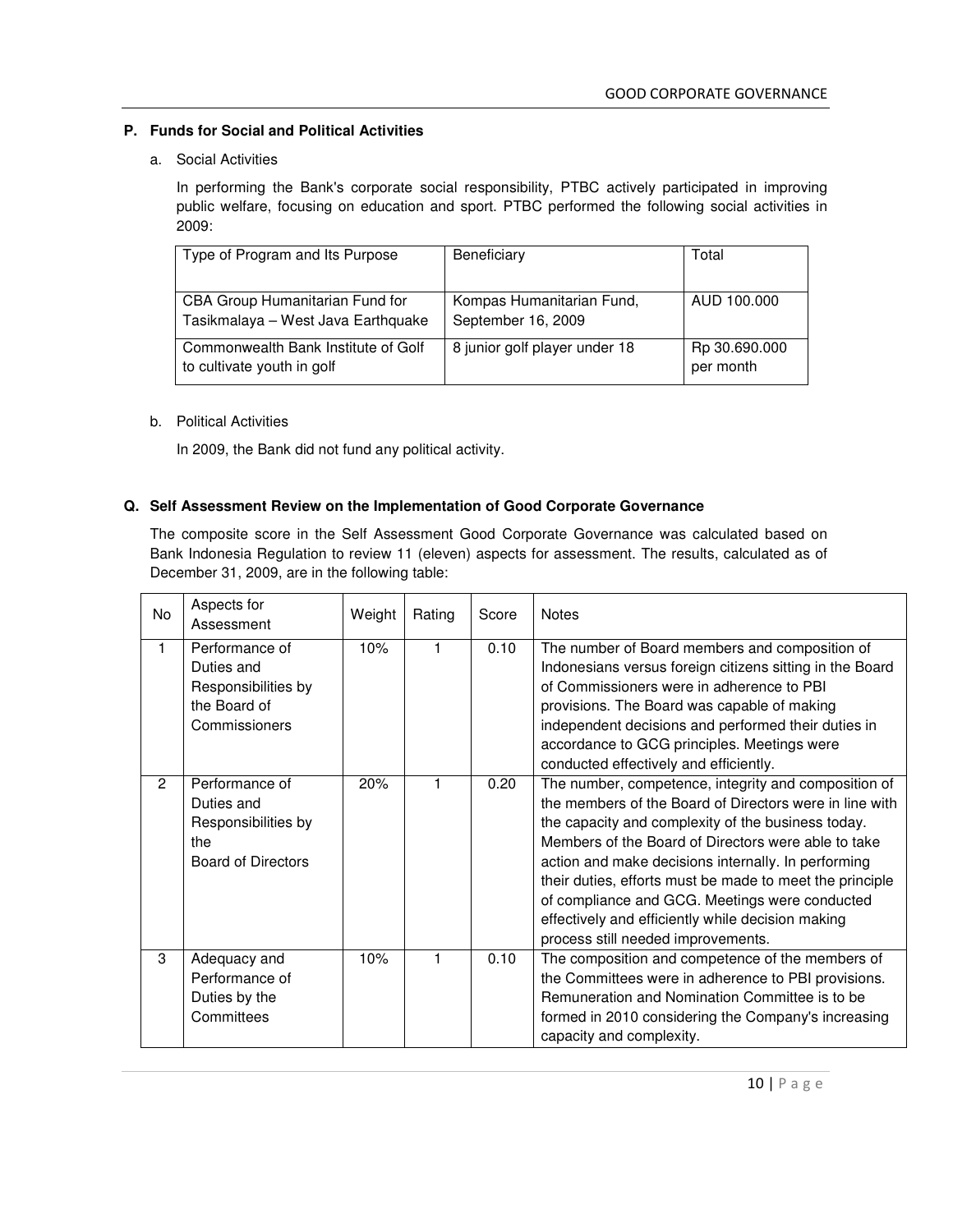### P. Funds for Social and Political Activities

a. Social Activities

In performing the Bank's corporate social responsibility, PTBC actively participated in improving public welfare, focusing on education and sport. PTBC performed the following social activities in 2009:

| Type of Program and Its Purpose | Beneficiary | Total |
|---|---|---|
| CBA Group Humanitarian Fund for Tasikmalaya – West Java Earthquake | Kompas Humanitarian Fund, September 16, 2009 | AUD 100.000 |
| Commonwealth Bank Institute of Golf to cultivate youth in golf | 8 junior golf player under 18 | Rp 30.690.000 per month |

b. Political Activities

In 2009, the Bank did not fund any political activity.

### Q. Self Assessment Review on the Implementation of Good Corporate Governance

The composite score in the Self Assessment Good Corporate Governance was calculated based on Bank Indonesia Regulation to review 11 (eleven) aspects for assessment. The results, calculated as of December 31, 2009, are in the following table:

| No | Aspects for Assessment | Weight | Rating | Score | Notes |
|---|---|---|---|---|---|
| 1 | Performance of Duties and Responsibilities by the Board of Commissioners | 10% | 1 | 0.10 | The number of Board members and composition of Indonesians versus foreign citizens sitting in the Board of Commissioners were in adherence to PBI provisions. The Board was capable of making independent decisions and performed their duties in accordance to GCG principles. Meetings were conducted effectively and efficiently. |
| 2 | Performance of Duties and Responsibilities by the Board of Directors | 20% | 1 | 0.20 | The number, competence, integrity and composition of the members of the Board of Directors were in line with the capacity and complexity of the business today. Members of the Board of Directors were able to take action and make decisions internally. In performing their duties, efforts must be made to meet the principle of compliance and GCG. Meetings were conducted effectively and efficiently while decision making process still needed improvements. |
| 3 | Adequacy and Performance of Duties by the Committees | 10% | 1 | 0.10 | The composition and competence of the members of the Committees were in adherence to PBI provisions. Remuneration and Nomination Committee is to be formed in 2010 considering the Company's increasing capacity and complexity. |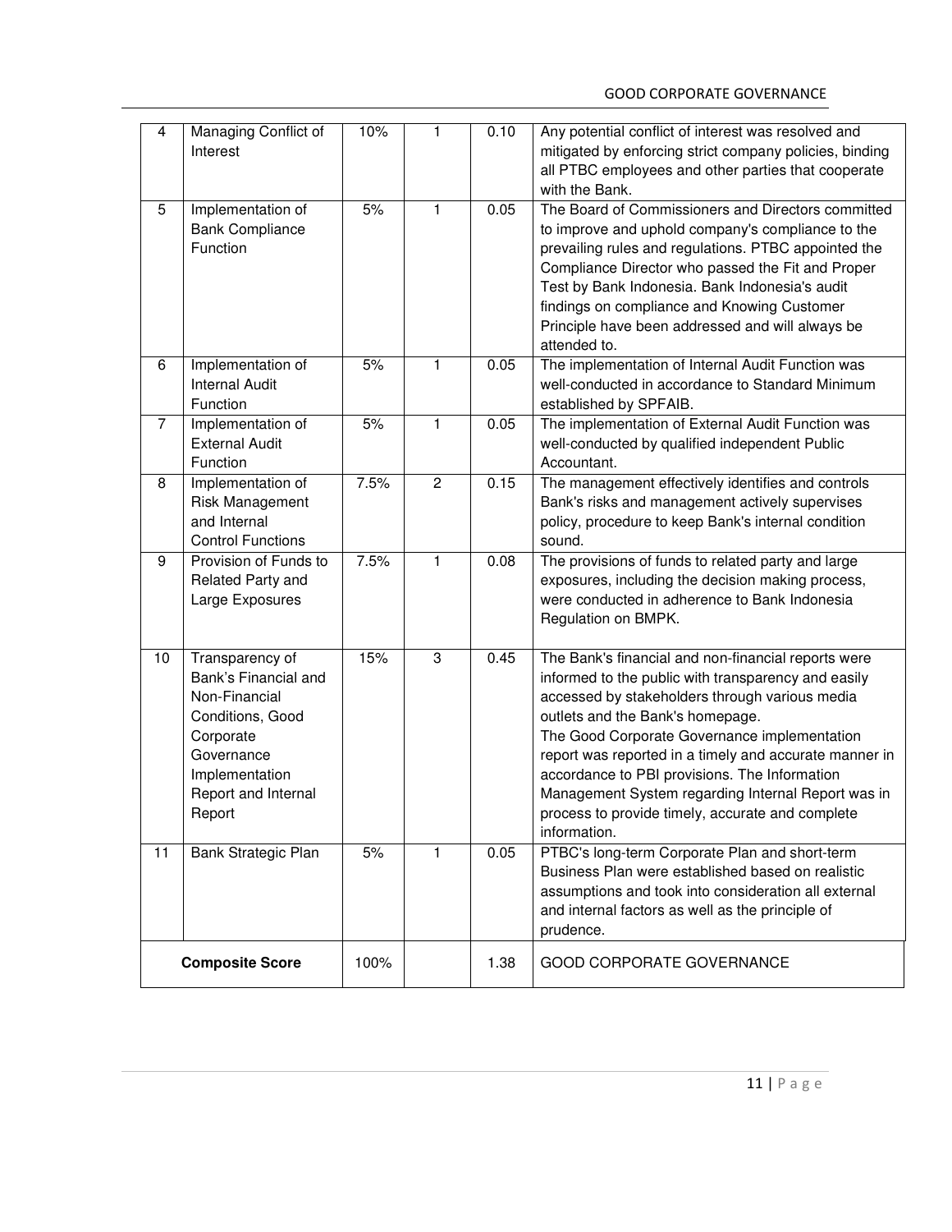| | | | | | |
|---|---|---|---|---|---|
| 4 | Managing Conflict of Interest | 10% | 1 | 0.10 | Any potential conflict of interest was resolved and mitigated by enforcing strict company policies, binding all PTBC employees and other parties that cooperate with the Bank. |
| 5 | Implementation of Bank Compliance Function | 5% | 1 | 0.05 | The Board of Commissioners and Directors committed to improve and uphold company's compliance to the prevailing rules and regulations. PTBC appointed the Compliance Director who passed the Fit and Proper Test by Bank Indonesia. Bank Indonesia's audit findings on compliance and Knowing Customer Principle have been addressed and will always be attended to. |
| 6 | Implementation of Internal Audit Function | 5% | 1 | 0.05 | The implementation of Internal Audit Function was well-conducted in accordance to Standard Minimum established by SPFAIB. |
| 7 | Implementation of External Audit Function | 5% | 1 | 0.05 | The implementation of External Audit Function was well-conducted by qualified independent Public Accountant. |
| 8 | Implementation of Risk Management and Internal Control Functions | 7.5% | 2 | 0.15 | The management effectively identifies and controls Bank's risks and management actively supervises policy, procedure to keep Bank's internal condition sound. |
| 9 | Provision of Funds to Related Party and Large Exposures | 7.5% | 1 | 0.08 | The provisions of funds to related party and large exposures, including the decision making process, were conducted in adherence to Bank Indonesia Regulation on BMPK. |
| 10 | Transparency of Bank's Financial and Non-Financial Conditions, Good Corporate Governance Implementation Report and Internal Report | 15% | 3 | 0.45 | The Bank's financial and non-financial reports were informed to the public with transparency and easily accessed by stakeholders through various media outlets and the Bank's homepage. The Good Corporate Governance implementation report was reported in a timely and accurate manner in accordance to PBI provisions. The Information Management System regarding Internal Report was in process to provide timely, accurate and complete information. |
| 11 | Bank Strategic Plan | 5% | 1 | 0.05 | PTBC's long-term Corporate Plan and short-term Business Plan were established based on realistic assumptions and took into consideration all external and internal factors as well as the principle of prudence. |
| **Composite Score** | | 100% | | 1.38 | GOOD CORPORATE GOVERNANCE |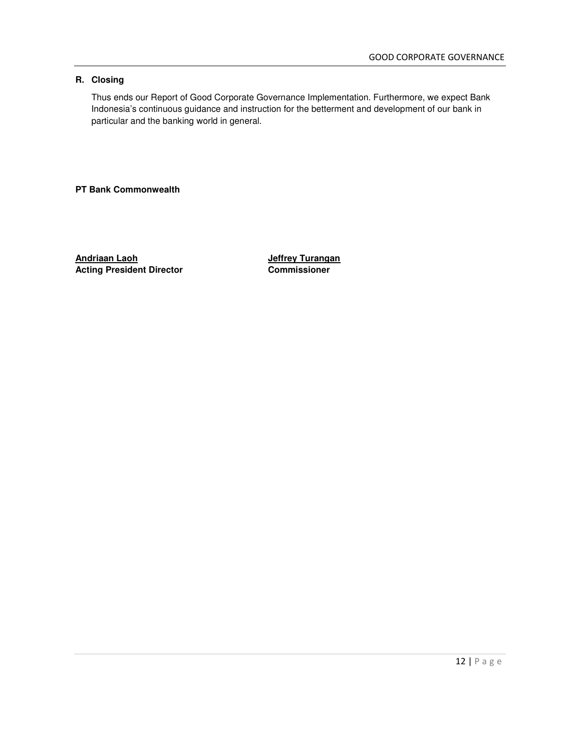## R. Closing

Thus ends our Report of Good Corporate Governance Implementation. Furthermore, we expect Bank Indonesia's continuous guidance and instruction for the betterment and development of our bank in particular and the banking world in general.

**PT Bank Commonwealth**

| | |
|---|---|
| **Andriaan Laoh** | **Jeffrey Turangan** |
| **Acting President Director** | **Commissioner** |